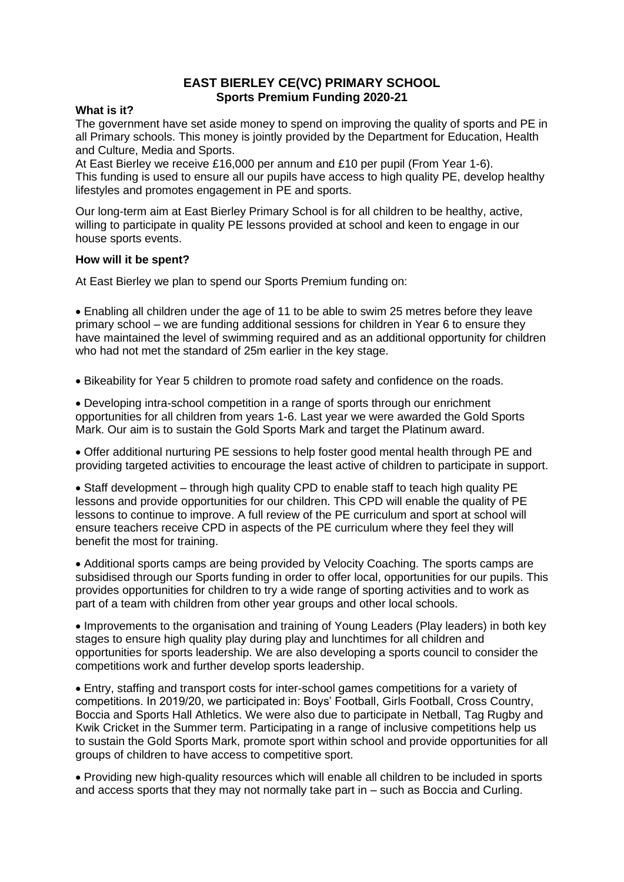# EAST BIERLEY CE(VC) PRIMARY SCHOOL
## Sports Premium Funding 2020-21

**What is it?**

The government have set aside money to spend on improving the quality of sports and PE in all Primary schools. This money is jointly provided by the Department for Education, Health and Culture, Media and Sports.

At East Bierley we receive £16,000 per annum and £10 per pupil (From Year 1-6).
This funding is used to ensure all our pupils have access to high quality PE, develop healthy lifestyles and promotes engagement in PE and sports.

Our long-term aim at East Bierley Primary School is for all children to be healthy, active, willing to participate in quality PE lessons provided at school and keen to engage in our house sports events.

**How will it be spent?**

At East Bierley we plan to spend our Sports Premium funding on:

- Enabling all children under the age of 11 to be able to swim 25 metres before they leave primary school – we are funding additional sessions for children in Year 6 to ensure they have maintained the level of swimming required and as an additional opportunity for children who had not met the standard of 25m earlier in the key stage.

- Bikeability for Year 5 children to promote road safety and confidence on the roads.

- Developing intra-school competition in a range of sports through our enrichment opportunities for all children from years 1-6. Last year we were awarded the Gold Sports Mark. Our aim is to sustain the Gold Sports Mark and target the Platinum award.

- Offer additional nurturing PE sessions to help foster good mental health through PE and providing targeted activities to encourage the least active of children to participate in support.

- Staff development – through high quality CPD to enable staff to teach high quality PE lessons and provide opportunities for our children. This CPD will enable the quality of PE lessons to continue to improve. A full review of the PE curriculum and sport at school will ensure teachers receive CPD in aspects of the PE curriculum where they feel they will benefit the most for training.

- Additional sports camps are being provided by Velocity Coaching. The sports camps are subsidised through our Sports funding in order to offer local, opportunities for our pupils. This provides opportunities for children to try a wide range of sporting activities and to work as part of a team with children from other year groups and other local schools.

- Improvements to the organisation and training of Young Leaders (Play leaders) in both key stages to ensure high quality play during play and lunchtimes for all children and opportunities for sports leadership. We are also developing a sports council to consider the competitions work and further develop sports leadership.

- Entry, staffing and transport costs for inter-school games competitions for a variety of competitions. In 2019/20, we participated in: Boys' Football, Girls Football, Cross Country, Boccia and Sports Hall Athletics. We were also due to participate in Netball, Tag Rugby and Kwik Cricket in the Summer term. Participating in a range of inclusive competitions help us to sustain the Gold Sports Mark, promote sport within school and provide opportunities for all groups of children to have access to competitive sport.

- Providing new high-quality resources which will enable all children to be included in sports and access sports that they may not normally take part in – such as Boccia and Curling.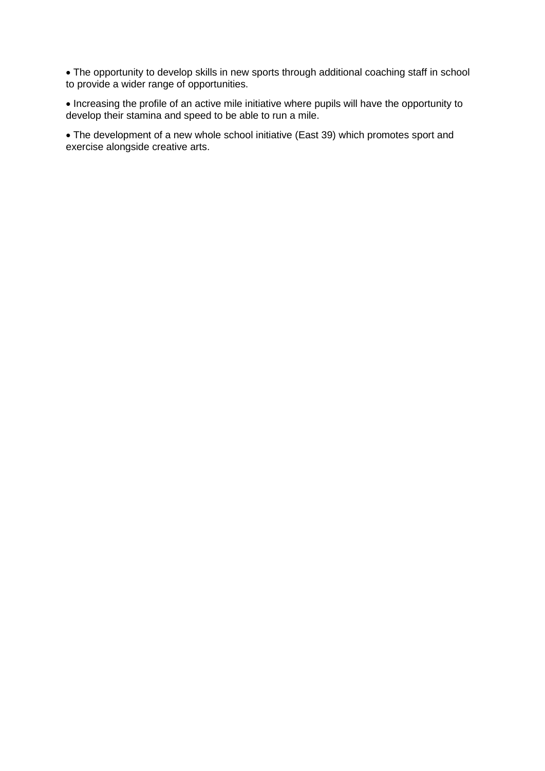- The opportunity to develop skills in new sports through additional coaching staff in school to provide a wider range of opportunities.

- Increasing the profile of an active mile initiative where pupils will have the opportunity to develop their stamina and speed to be able to run a mile.

- The development of a new whole school initiative (East 39) which promotes sport and exercise alongside creative arts.